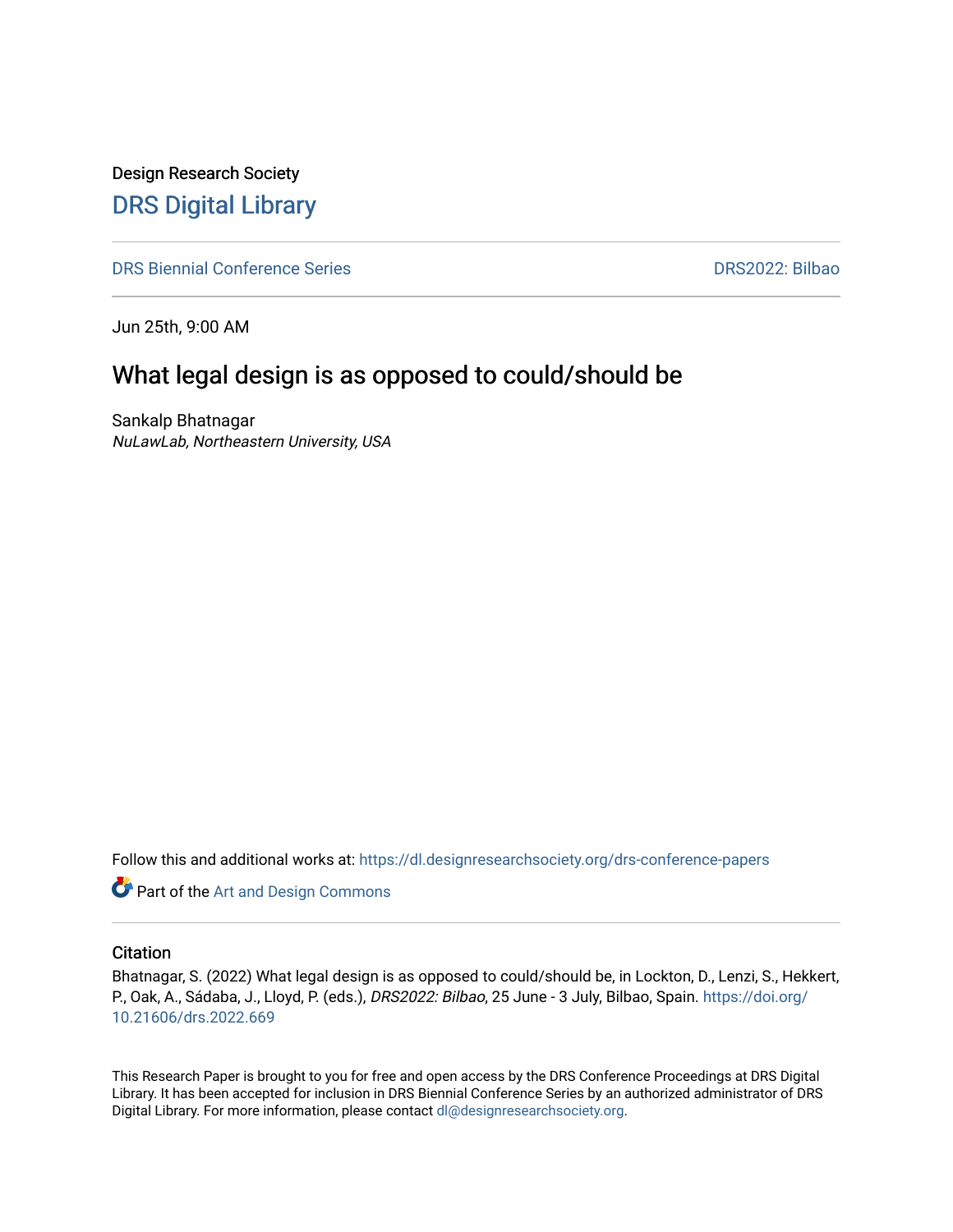Design Research Society

# DRS Digital Library

DRS Biennial Conference Series | DRS2022: Bilbao

Jun 25th, 9:00 AM

## What legal design is as opposed to could/should be

Sankalp Bhatnagar
*NuLawLab, Northeastern University, USA*

Follow this and additional works at: https://dl.designresearchsociety.org/drs-conference-papers

Part of the Art and Design Commons

### Citation

Bhatnagar, S. (2022) What legal design is as opposed to could/should be, in Lockton, D., Lenzi, S., Hekkert, P., Oak, A., Sádaba, J., Lloyd, P. (eds.), *DRS2022: Bilbao*, 25 June - 3 July, Bilbao, Spain. https://doi.org/10.21606/drs.2022.669

This Research Paper is brought to you for free and open access by the DRS Conference Proceedings at DRS Digital Library. It has been accepted for inclusion in DRS Biennial Conference Series by an authorized administrator of DRS Digital Library. For more information, please contact dl@designresearchsociety.org.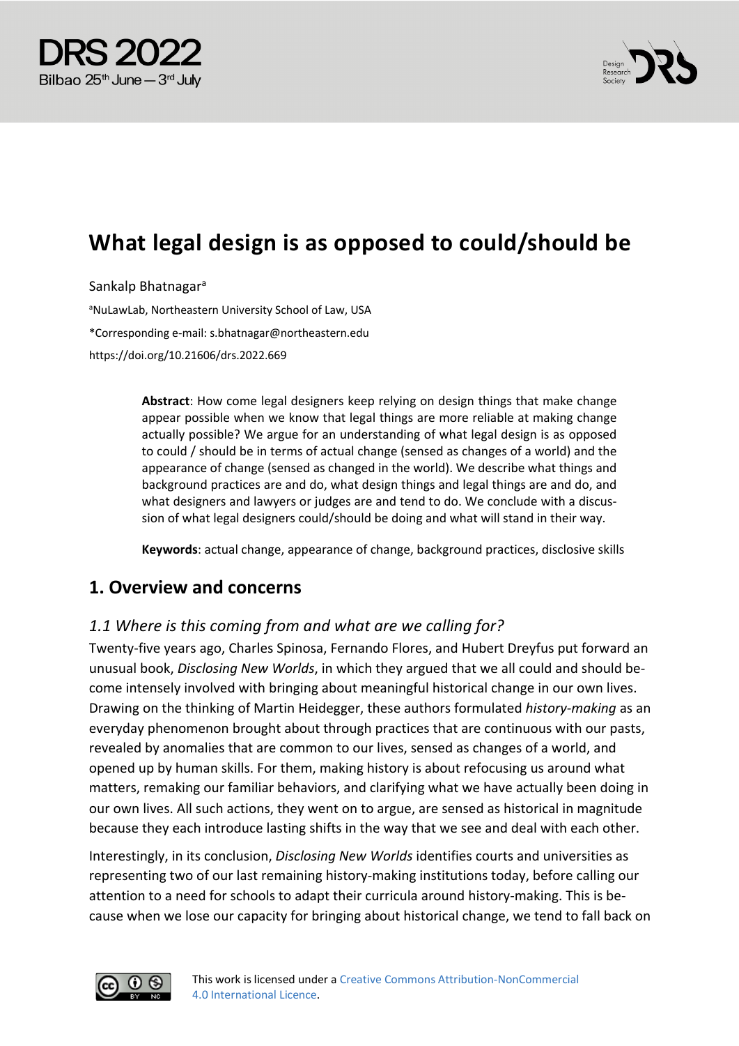# What legal design is as opposed to could/should be

Sankalp Bhatnagar[a]

[a]NuLawLab, Northeastern University School of Law, USA

*Corresponding e-mail: s.bhatnagar@northeastern.edu

https://doi.org/10.21606/drs.2022.669

> **Abstract**: How come legal designers keep relying on design things that make change appear possible when we know that legal things are more reliable at making change actually possible? We argue for an understanding of what legal design is as opposed to could / should be in terms of actual change (sensed as changes of a world) and the appearance of change (sensed as changed in the world). We describe what things and background practices are and do, what design things and legal things are and do, and what designers and lawyers or judges are and tend to do. We conclude with a discussion of what legal designers could/should be doing and what will stand in their way.
>
> **Keywords**: actual change, appearance of change, background practices, disclosive skills

## 1. Overview and concerns

### *1.1 Where is this coming from and what are we calling for?*

Twenty-five years ago, Charles Spinosa, Fernando Flores, and Hubert Dreyfus put forward an unusual book, *Disclosing New Worlds*, in which they argued that we all could and should become intensely involved with bringing about meaningful historical change in our own lives. Drawing on the thinking of Martin Heidegger, these authors formulated *history-making* as an everyday phenomenon brought about through practices that are continuous with our pasts, revealed by anomalies that are common to our lives, sensed as changes of a world, and opened up by human skills. For them, making history is about refocusing us around what matters, remaking our familiar behaviors, and clarifying what we have actually been doing in our own lives. All such actions, they went on to argue, are sensed as historical in magnitude because they each introduce lasting shifts in the way that we see and deal with each other.

Interestingly, in its conclusion, *Disclosing New Worlds* identifies courts and universities as representing two of our last remaining history-making institutions today, before calling our attention to a need for schools to adapt their curricula around history-making. This is because when we lose our capacity for bringing about historical change, we tend to fall back on

This work is licensed under a Creative Commons Attribution-NonCommercial 4.0 International Licence.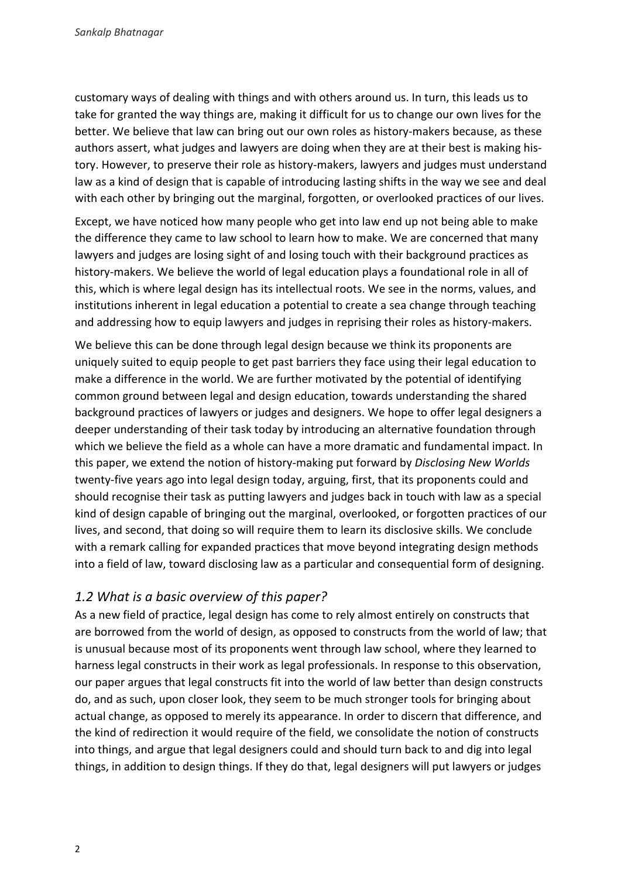customary ways of dealing with things and with others around us. In turn, this leads us to take for granted the way things are, making it difficult for us to change our own lives for the better. We believe that law can bring out our own roles as history-makers because, as these authors assert, what judges and lawyers are doing when they are at their best is making history. However, to preserve their role as history-makers, lawyers and judges must understand law as a kind of design that is capable of introducing lasting shifts in the way we see and deal with each other by bringing out the marginal, forgotten, or overlooked practices of our lives.

Except, we have noticed how many people who get into law end up not being able to make the difference they came to law school to learn how to make. We are concerned that many lawyers and judges are losing sight of and losing touch with their background practices as history-makers. We believe the world of legal education plays a foundational role in all of this, which is where legal design has its intellectual roots. We see in the norms, values, and institutions inherent in legal education a potential to create a sea change through teaching and addressing how to equip lawyers and judges in reprising their roles as history-makers.

We believe this can be done through legal design because we think its proponents are uniquely suited to equip people to get past barriers they face using their legal education to make a difference in the world. We are further motivated by the potential of identifying common ground between legal and design education, towards understanding the shared background practices of lawyers or judges and designers. We hope to offer legal designers a deeper understanding of their task today by introducing an alternative foundation through which we believe the field as a whole can have a more dramatic and fundamental impact. In this paper, we extend the notion of history-making put forward by *Disclosing New Worlds* twenty-five years ago into legal design today, arguing, first, that its proponents could and should recognise their task as putting lawyers and judges back in touch with law as a special kind of design capable of bringing out the marginal, overlooked, or forgotten practices of our lives, and second, that doing so will require them to learn its disclosive skills. We conclude with a remark calling for expanded practices that move beyond integrating design methods into a field of law, toward disclosing law as a particular and consequential form of designing.

### *1.2 What is a basic overview of this paper?*

As a new field of practice, legal design has come to rely almost entirely on constructs that are borrowed from the world of design, as opposed to constructs from the world of law; that is unusual because most of its proponents went through law school, where they learned to harness legal constructs in their work as legal professionals. In response to this observation, our paper argues that legal constructs fit into the world of law better than design constructs do, and as such, upon closer look, they seem to be much stronger tools for bringing about actual change, as opposed to merely its appearance. In order to discern that difference, and the kind of redirection it would require of the field, we consolidate the notion of constructs into things, and argue that legal designers could and should turn back to and dig into legal things, in addition to design things. If they do that, legal designers will put lawyers or judges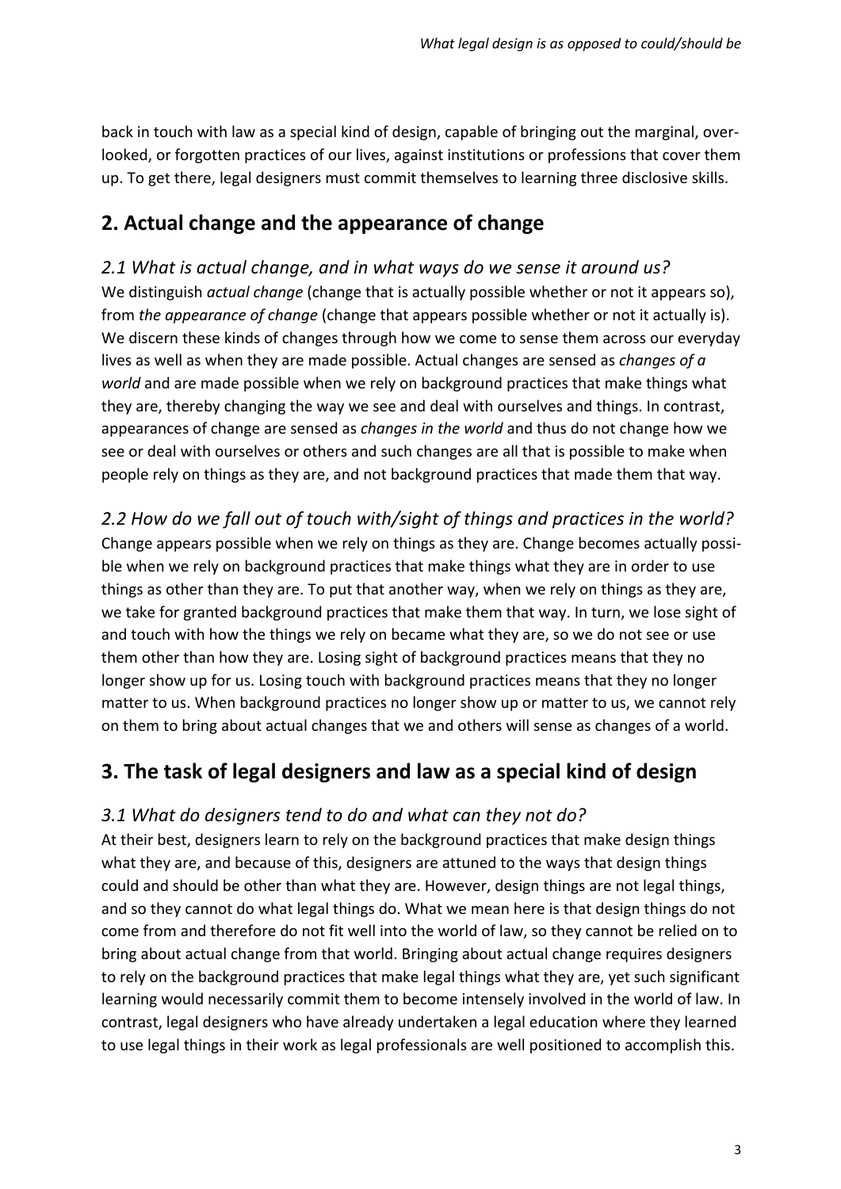back in touch with law as a special kind of design, capable of bringing out the marginal, overlooked, or forgotten practices of our lives, against institutions or professions that cover them up. To get there, legal designers must commit themselves to learning three disclosive skills.

## 2. Actual change and the appearance of change

### *2.1 What is actual change, and in what ways do we sense it around us?*

We distinguish *actual change* (change that is actually possible whether or not it appears so), from *the appearance of change* (change that appears possible whether or not it actually is). We discern these kinds of changes through how we come to sense them across our everyday lives as well as when they are made possible. Actual changes are sensed as *changes of a world* and are made possible when we rely on background practices that make things what they are, thereby changing the way we see and deal with ourselves and things. In contrast, appearances of change are sensed as *changes in the world* and thus do not change how we see or deal with ourselves or others and such changes are all that is possible to make when people rely on things as they are, and not background practices that made them that way.

### *2.2 How do we fall out of touch with/sight of things and practices in the world?*

Change appears possible when we rely on things as they are. Change becomes actually possible when we rely on background practices that make things what they are in order to use things as other than they are. To put that another way, when we rely on things as they are, we take for granted background practices that make them that way. In turn, we lose sight of and touch with how the things we rely on became what they are, so we do not see or use them other than how they are. Losing sight of background practices means that they no longer show up for us. Losing touch with background practices means that they no longer matter to us. When background practices no longer show up or matter to us, we cannot rely on them to bring about actual changes that we and others will sense as changes of a world.

## 3. The task of legal designers and law as a special kind of design

### *3.1 What do designers tend to do and what can they not do?*

At their best, designers learn to rely on the background practices that make design things what they are, and because of this, designers are attuned to the ways that design things could and should be other than what they are. However, design things are not legal things, and so they cannot do what legal things do. What we mean here is that design things do not come from and therefore do not fit well into the world of law, so they cannot be relied on to bring about actual change from that world. Bringing about actual change requires designers to rely on the background practices that make legal things what they are, yet such significant learning would necessarily commit them to become intensely involved in the world of law. In contrast, legal designers who have already undertaken a legal education where they learned to use legal things in their work as legal professionals are well positioned to accomplish this.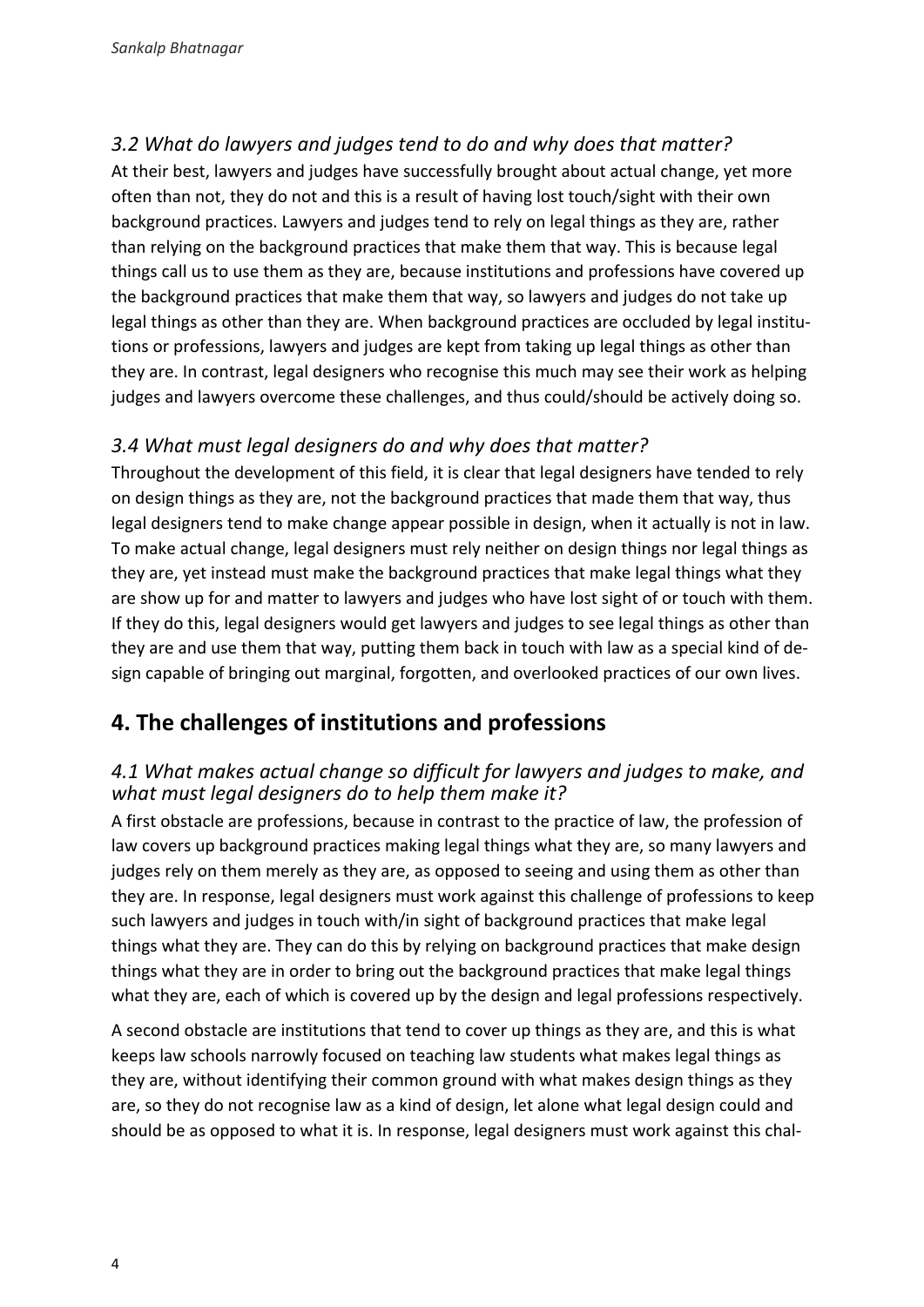### *3.2 What do lawyers and judges tend to do and why does that matter?*

At their best, lawyers and judges have successfully brought about actual change, yet more often than not, they do not and this is a result of having lost touch/sight with their own background practices. Lawyers and judges tend to rely on legal things as they are, rather than relying on the background practices that make them that way. This is because legal things call us to use them as they are, because institutions and professions have covered up the background practices that make them that way, so lawyers and judges do not take up legal things as other than they are. When background practices are occluded by legal institutions or professions, lawyers and judges are kept from taking up legal things as other than they are. In contrast, legal designers who recognise this much may see their work as helping judges and lawyers overcome these challenges, and thus could/should be actively doing so.

### *3.4 What must legal designers do and why does that matter?*

Throughout the development of this field, it is clear that legal designers have tended to rely on design things as they are, not the background practices that made them that way, thus legal designers tend to make change appear possible in design, when it actually is not in law. To make actual change, legal designers must rely neither on design things nor legal things as they are, yet instead must make the background practices that make legal things what they are show up for and matter to lawyers and judges who have lost sight of or touch with them. If they do this, legal designers would get lawyers and judges to see legal things as other than they are and use them that way, putting them back in touch with law as a special kind of design capable of bringing out marginal, forgotten, and overlooked practices of our own lives.

## 4. The challenges of institutions and professions

### *4.1 What makes actual change so difficult for lawyers and judges to make, and what must legal designers do to help them make it?*

A first obstacle are professions, because in contrast to the practice of law, the profession of law covers up background practices making legal things what they are, so many lawyers and judges rely on them merely as they are, as opposed to seeing and using them as other than they are. In response, legal designers must work against this challenge of professions to keep such lawyers and judges in touch with/in sight of background practices that make legal things what they are. They can do this by relying on background practices that make design things what they are in order to bring out the background practices that make legal things what they are, each of which is covered up by the design and legal professions respectively.

A second obstacle are institutions that tend to cover up things as they are, and this is what keeps law schools narrowly focused on teaching law students what makes legal things as they are, without identifying their common ground with what makes design things as they are, so they do not recognise law as a kind of design, let alone what legal design could and should be as opposed to what it is. In response, legal designers must work against this chal-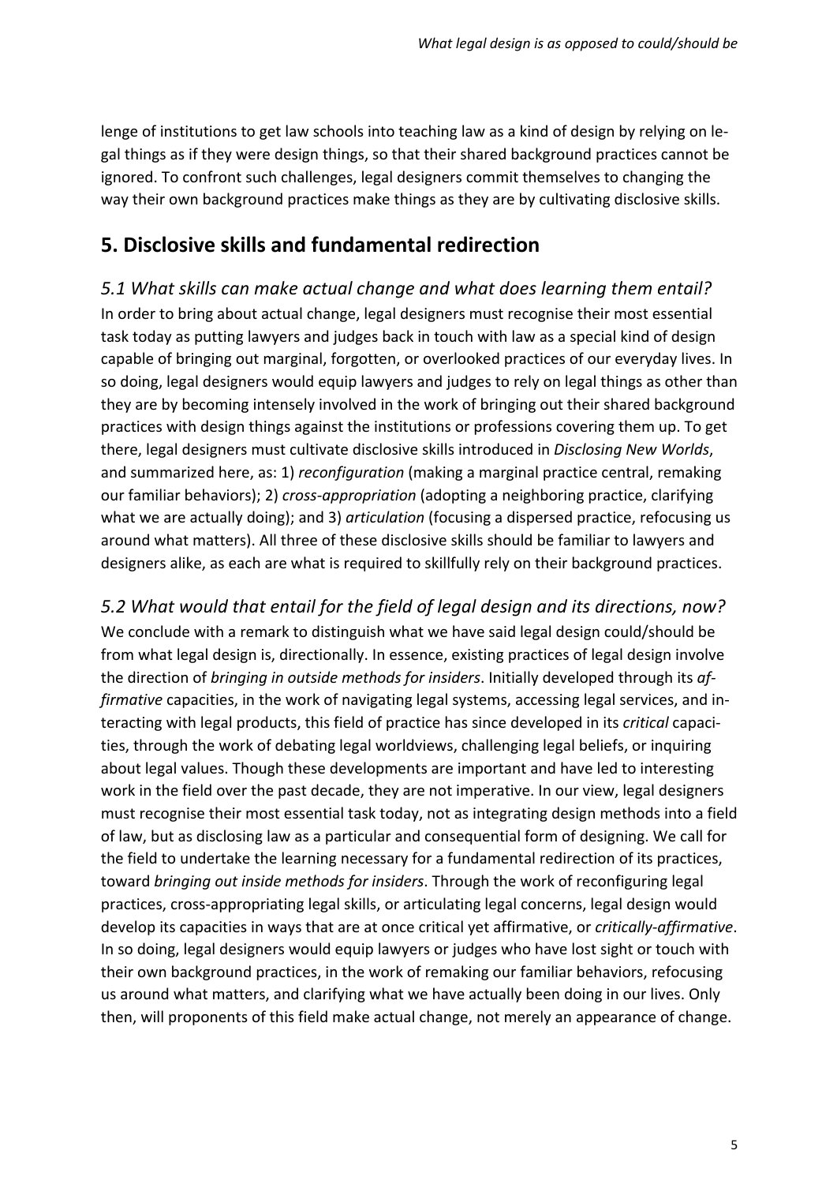lenge of institutions to get law schools into teaching law as a kind of design by relying on legal things as if they were design things, so that their shared background practices cannot be ignored. To confront such challenges, legal designers commit themselves to changing the way their own background practices make things as they are by cultivating disclosive skills.

## 5. Disclosive skills and fundamental redirection

### *5.1 What skills can make actual change and what does learning them entail?*

In order to bring about actual change, legal designers must recognise their most essential task today as putting lawyers and judges back in touch with law as a special kind of design capable of bringing out marginal, forgotten, or overlooked practices of our everyday lives. In so doing, legal designers would equip lawyers and judges to rely on legal things as other than they are by becoming intensely involved in the work of bringing out their shared background practices with design things against the institutions or professions covering them up. To get there, legal designers must cultivate disclosive skills introduced in *Disclosing New Worlds*, and summarized here, as: 1) *reconfiguration* (making a marginal practice central, remaking our familiar behaviors); 2) *cross-appropriation* (adopting a neighboring practice, clarifying what we are actually doing); and 3) *articulation* (focusing a dispersed practice, refocusing us around what matters). All three of these disclosive skills should be familiar to lawyers and designers alike, as each are what is required to skillfully rely on their background practices.

### *5.2 What would that entail for the field of legal design and its directions, now?*

We conclude with a remark to distinguish what we have said legal design could/should be from what legal design is, directionally. In essence, existing practices of legal design involve the direction of *bringing in outside methods for insiders*. Initially developed through its *affirmative* capacities, in the work of navigating legal systems, accessing legal services, and interacting with legal products, this field of practice has since developed in its *critical* capacities, through the work of debating legal worldviews, challenging legal beliefs, or inquiring about legal values. Though these developments are important and have led to interesting work in the field over the past decade, they are not imperative. In our view, legal designers must recognise their most essential task today, not as integrating design methods into a field of law, but as disclosing law as a particular and consequential form of designing. We call for the field to undertake the learning necessary for a fundamental redirection of its practices, toward *bringing out inside methods for insiders*. Through the work of reconfiguring legal practices, cross-appropriating legal skills, or articulating legal concerns, legal design would develop its capacities in ways that are at once critical yet affirmative, or *critically-affirmative*. In so doing, legal designers would equip lawyers or judges who have lost sight or touch with their own background practices, in the work of remaking our familiar behaviors, refocusing us around what matters, and clarifying what we have actually been doing in our lives. Only then, will proponents of this field make actual change, not merely an appearance of change.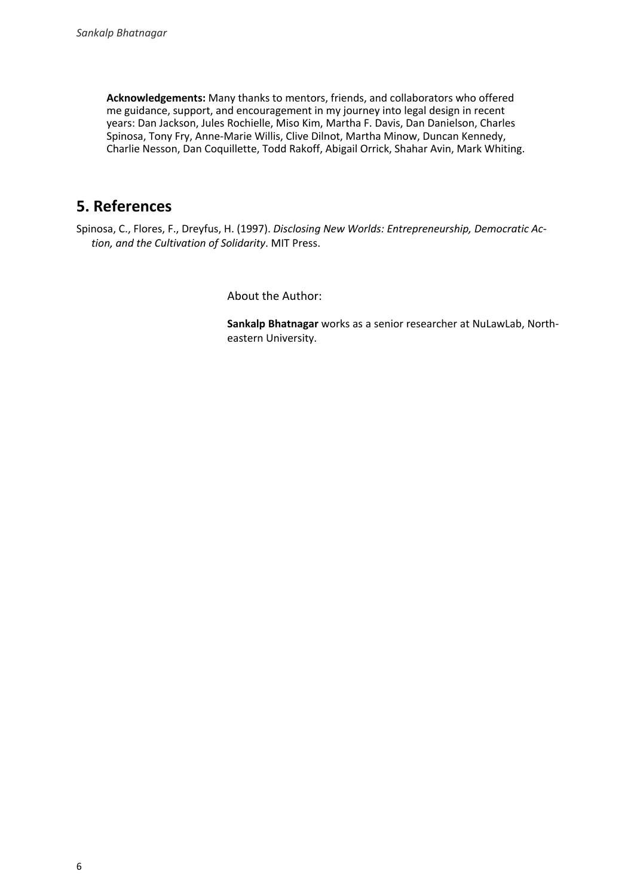**Acknowledgements:** Many thanks to mentors, friends, and collaborators who offered me guidance, support, and encouragement in my journey into legal design in recent years: Dan Jackson, Jules Rochielle, Miso Kim, Martha F. Davis, Dan Danielson, Charles Spinosa, Tony Fry, Anne-Marie Willis, Clive Dilnot, Martha Minow, Duncan Kennedy, Charlie Nesson, Dan Coquillette, Todd Rakoff, Abigail Orrick, Shahar Avin, Mark Whiting.

## 5. References

Spinosa, C., Flores, F., Dreyfus, H. (1997). *Disclosing New Worlds: Entrepreneurship, Democratic Action, and the Cultivation of Solidarity*. MIT Press.

About the Author:

**Sankalp Bhatnagar** works as a senior researcher at NuLawLab, Northeastern University.